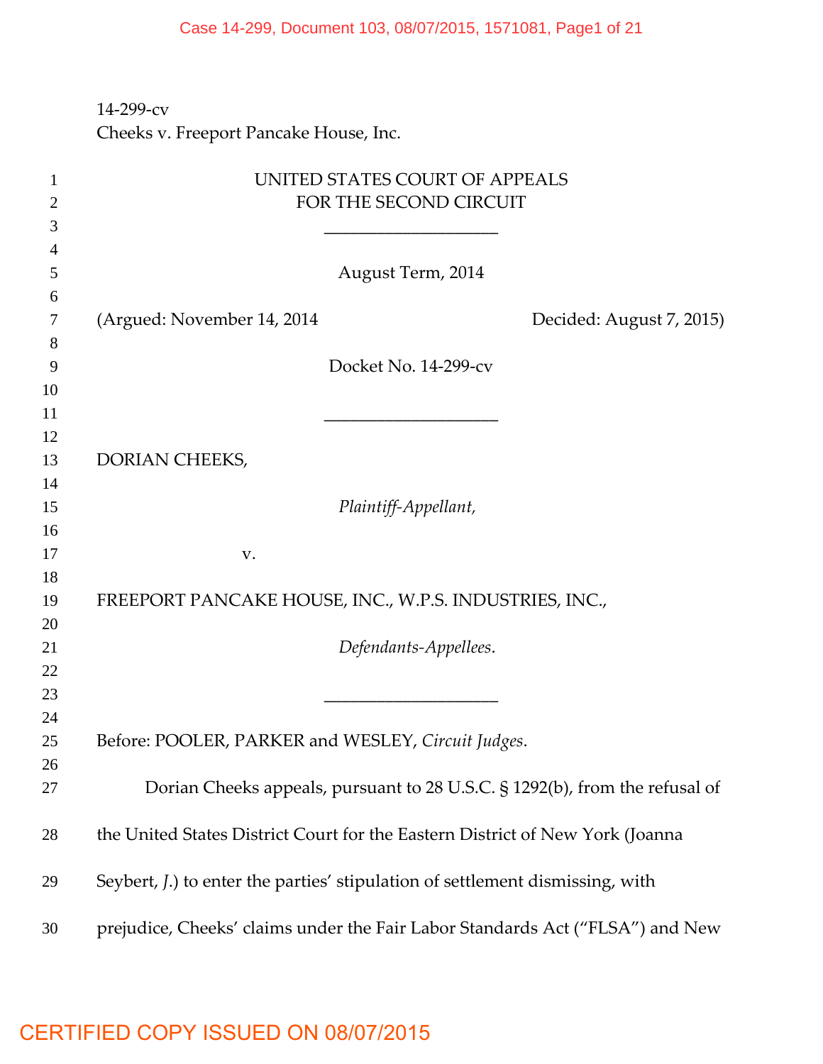14-299-cv
Cheeks v. Freeport Pancake House, Inc.

UNITED STATES COURT OF APPEALS
FOR THE SECOND CIRCUIT

August Term, 2014

(Argued: November 14, 2014 Decided: August 7, 2015)

Docket No. 14-299-cv

DORIAN CHEEKS,

*Plaintiff-Appellant,*

v.

FREEPORT PANCAKE HOUSE, INC., W.P.S. INDUSTRIES, INC.,

*Defendants-Appellees*.

Before: POOLER, PARKER and WESLEY, *Circuit Judges*.

Dorian Cheeks appeals, pursuant to 28 U.S.C. § 1292(b), from the refusal of the United States District Court for the Eastern District of New York (Joanna Seybert, *J.*) to enter the parties' stipulation of settlement dismissing, with prejudice, Cheeks' claims under the Fair Labor Standards Act ("FLSA") and New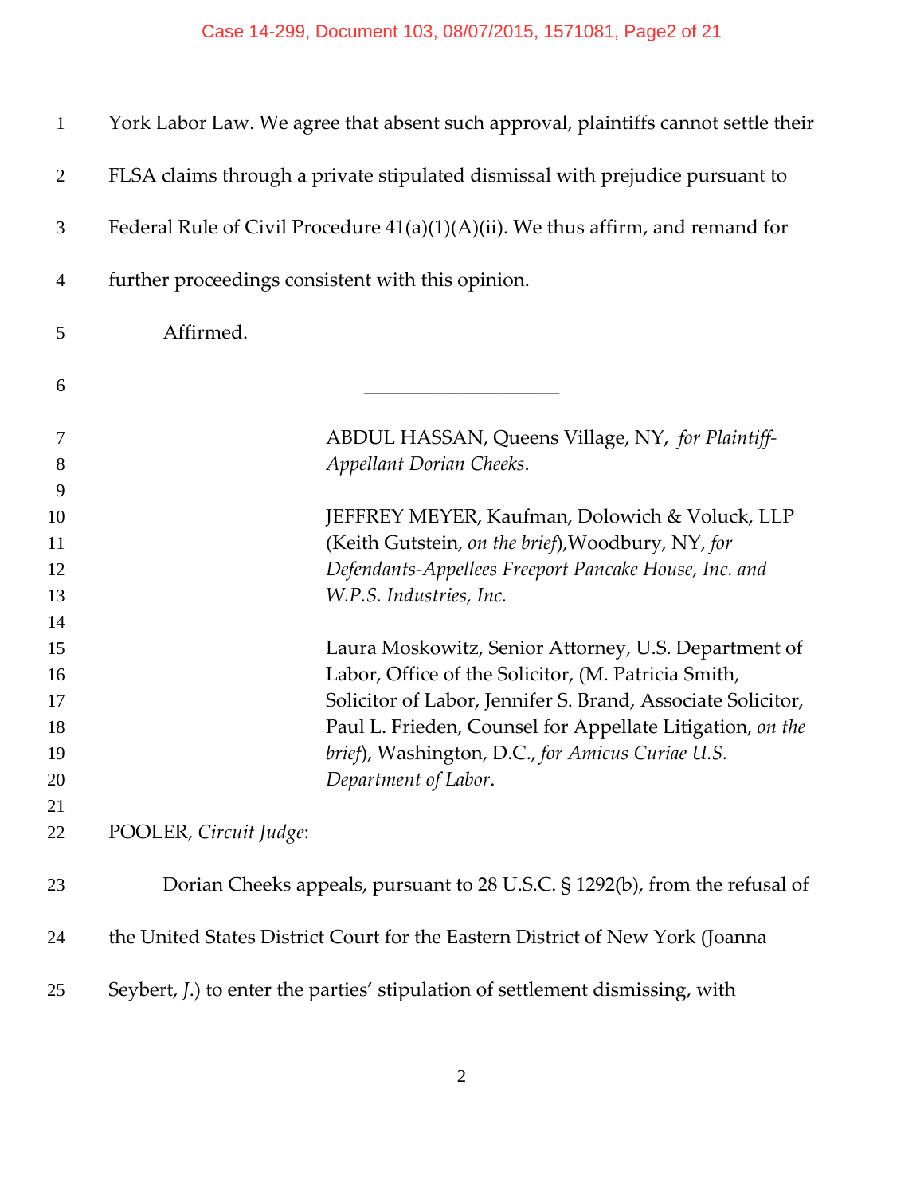York Labor Law. We agree that absent such approval, plaintiffs cannot settle their FLSA claims through a private stipulated dismissal with prejudice pursuant to Federal Rule of Civil Procedure 41(a)(1)(A)(ii). We thus affirm, and remand for further proceedings consistent with this opinion.

Affirmed.

---

ABDUL HASSAN, Queens Village, NY, *for Plaintiff-Appellant Dorian Cheeks*.

JEFFREY MEYER, Kaufman, Dolowich & Voluck, LLP (Keith Gutstein, *on the brief*), Woodbury, NY, *for Defendants-Appellees Freeport Pancake House, Inc. and W.P.S. Industries, Inc.*

Laura Moskowitz, Senior Attorney, U.S. Department of Labor, Office of the Solicitor, (M. Patricia Smith, Solicitor of Labor, Jennifer S. Brand, Associate Solicitor, Paul L. Frieden, Counsel for Appellate Litigation, *on the brief*), Washington, D.C., *for Amicus Curiae U.S. Department of Labor*.

POOLER, *Circuit Judge*:

Dorian Cheeks appeals, pursuant to 28 U.S.C. § 1292(b), from the refusal of the United States District Court for the Eastern District of New York (Joanna Seybert, *J.*) to enter the parties' stipulation of settlement dismissing, with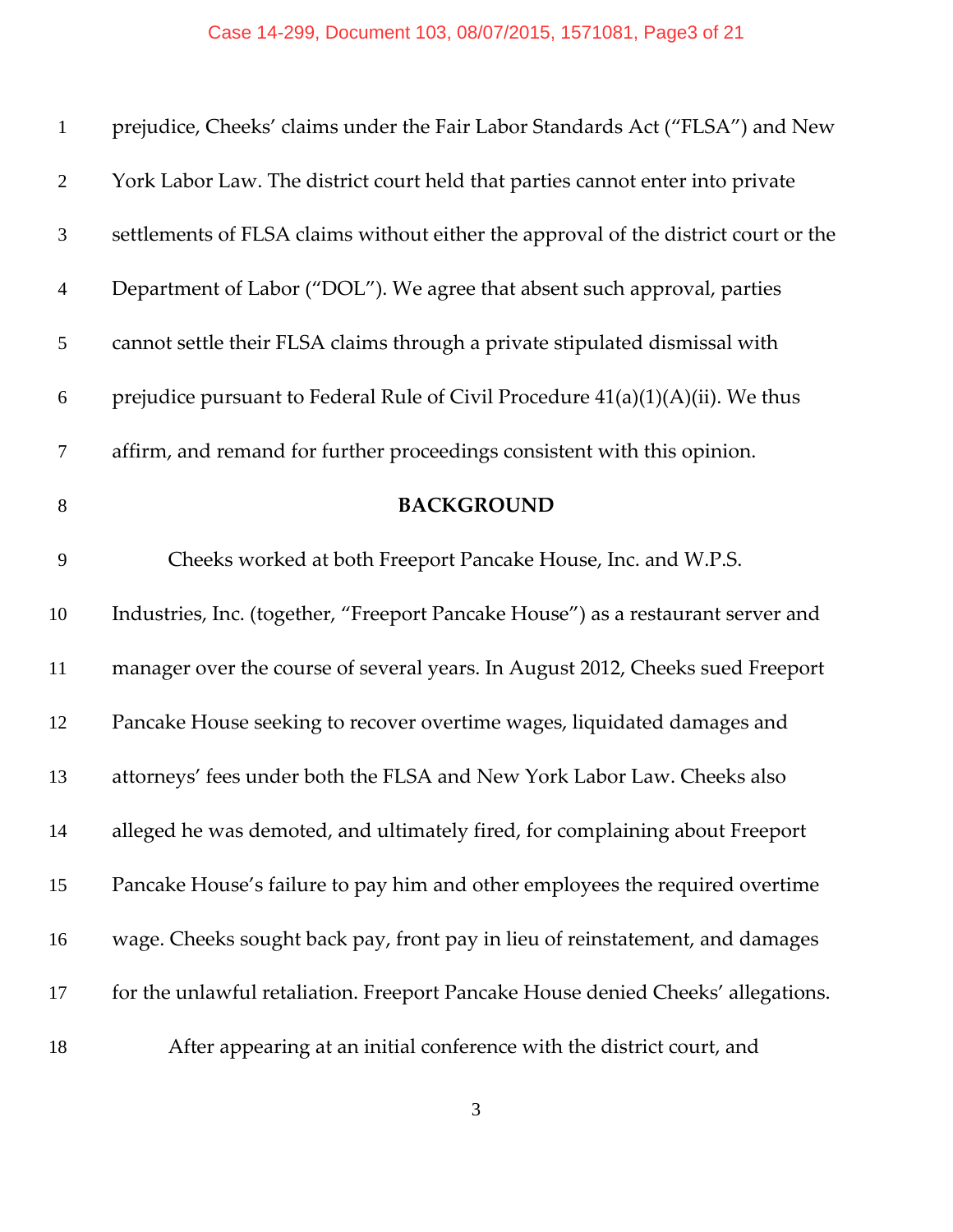prejudice, Cheeks' claims under the Fair Labor Standards Act ("FLSA") and New York Labor Law. The district court held that parties cannot enter into private settlements of FLSA claims without either the approval of the district court or the Department of Labor ("DOL"). We agree that absent such approval, parties cannot settle their FLSA claims through a private stipulated dismissal with prejudice pursuant to Federal Rule of Civil Procedure 41(a)(1)(A)(ii). We thus affirm, and remand for further proceedings consistent with this opinion.

## BACKGROUND

Cheeks worked at both Freeport Pancake House, Inc. and W.P.S. Industries, Inc. (together, "Freeport Pancake House") as a restaurant server and manager over the course of several years. In August 2012, Cheeks sued Freeport Pancake House seeking to recover overtime wages, liquidated damages and attorneys' fees under both the FLSA and New York Labor Law. Cheeks also alleged he was demoted, and ultimately fired, for complaining about Freeport Pancake House's failure to pay him and other employees the required overtime wage. Cheeks sought back pay, front pay in lieu of reinstatement, and damages for the unlawful retaliation. Freeport Pancake House denied Cheeks' allegations.

After appearing at an initial conference with the district court, and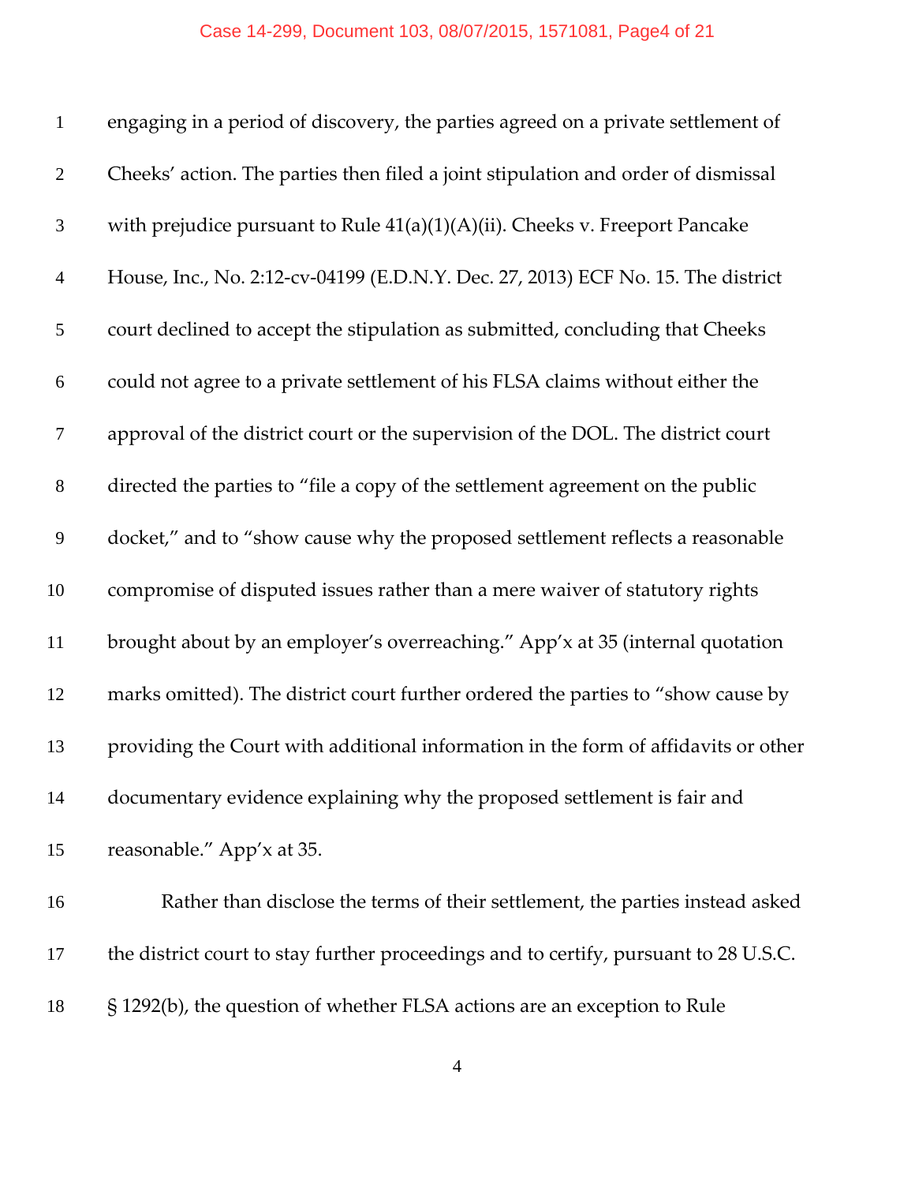engaging in a period of discovery, the parties agreed on a private settlement of Cheeks' action. The parties then filed a joint stipulation and order of dismissal with prejudice pursuant to Rule 41(a)(1)(A)(ii). Cheeks v. Freeport Pancake House, Inc., No. 2:12-cv-04199 (E.D.N.Y. Dec. 27, 2013) ECF No. 15. The district court declined to accept the stipulation as submitted, concluding that Cheeks could not agree to a private settlement of his FLSA claims without either the approval of the district court or the supervision of the DOL. The district court directed the parties to "file a copy of the settlement agreement on the public docket," and to "show cause why the proposed settlement reflects a reasonable compromise of disputed issues rather than a mere waiver of statutory rights brought about by an employer's overreaching." App'x at 35 (internal quotation marks omitted). The district court further ordered the parties to "show cause by providing the Court with additional information in the form of affidavits or other documentary evidence explaining why the proposed settlement is fair and reasonable." App'x at 35.

Rather than disclose the terms of their settlement, the parties instead asked the district court to stay further proceedings and to certify, pursuant to 28 U.S.C. § 1292(b), the question of whether FLSA actions are an exception to Rule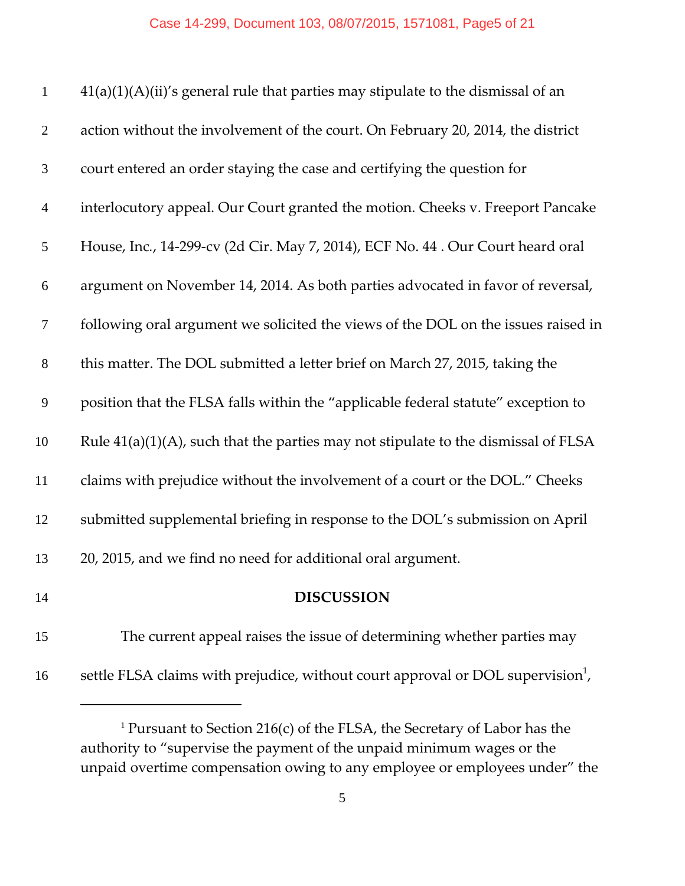41(a)(1)(A)(ii)'s general rule that parties may stipulate to the dismissal of an action without the involvement of the court. On February 20, 2014, the district court entered an order staying the case and certifying the question for interlocutory appeal. Our Court granted the motion. Cheeks v. Freeport Pancake House, Inc., 14-299-cv (2d Cir. May 7, 2014), ECF No. 44 . Our Court heard oral argument on November 14, 2014. As both parties advocated in favor of reversal, following oral argument we solicited the views of the DOL on the issues raised in this matter. The DOL submitted a letter brief on March 27, 2015, taking the position that the FLSA falls within the "applicable federal statute" exception to Rule 41(a)(1)(A), such that the parties may not stipulate to the dismissal of FLSA claims with prejudice without the involvement of a court or the DOL." Cheeks submitted supplemental briefing in response to the DOL's submission on April 20, 2015, and we find no need for additional oral argument.

## DISCUSSION

The current appeal raises the issue of determining whether parties may settle FLSA claims with prejudice, without court approval or DOL supervision[1],

---

[1] Pursuant to Section 216(c) of the FLSA, the Secretary of Labor has the authority to "supervise the payment of the unpaid minimum wages or the unpaid overtime compensation owing to any employee or employees under" the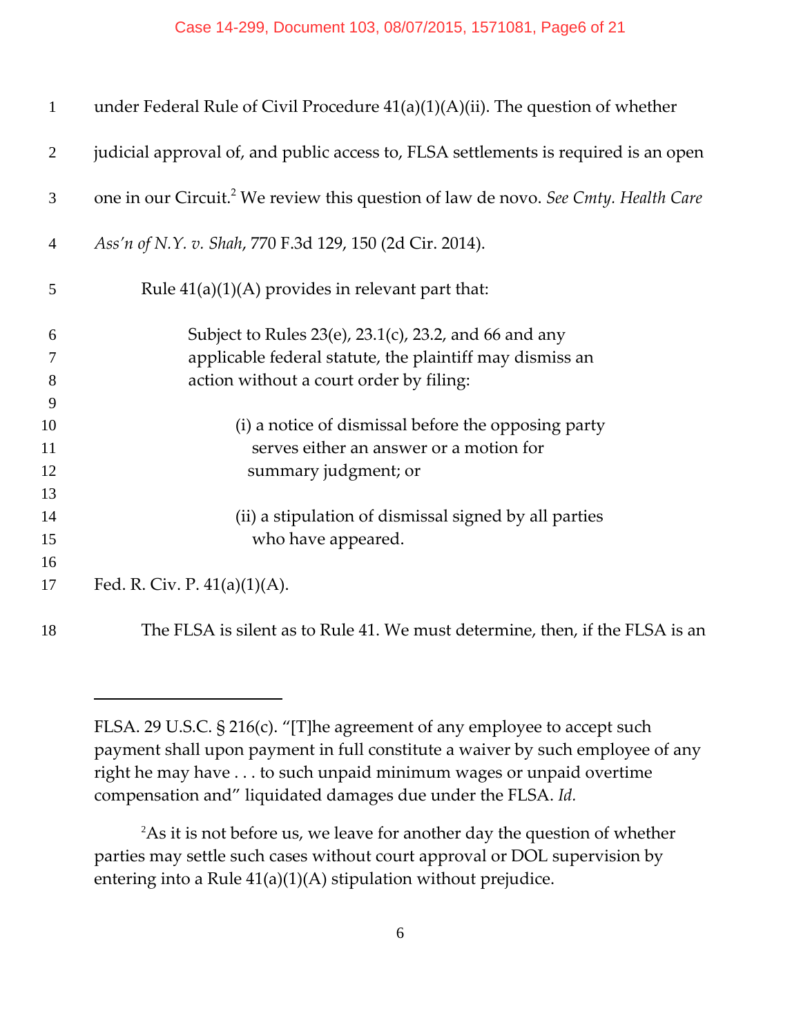under Federal Rule of Civil Procedure 41(a)(1)(A)(ii). The question of whether judicial approval of, and public access to, FLSA settlements is required is an open one in our Circuit.[2] We review this question of law de novo. *See Cmty. Health Care Ass'n of N.Y. v. Shah*, 770 F.3d 129, 150 (2d Cir. 2014).

Rule 41(a)(1)(A) provides in relevant part that:

> Subject to Rules 23(e), 23.1(c), 23.2, and 66 and any applicable federal statute, the plaintiff may dismiss an action without a court order by filing:
>
> (i) a notice of dismissal before the opposing party serves either an answer or a motion for summary judgment; or
>
> (ii) a stipulation of dismissal signed by all parties who have appeared.

Fed. R. Civ. P. 41(a)(1)(A).

The FLSA is silent as to Rule 41. We must determine, then, if the FLSA is an

---

FLSA. 29 U.S.C. § 216(c). "[T]he agreement of any employee to accept such payment shall upon payment in full constitute a waiver by such employee of any right he may have . . . to such unpaid minimum wages or unpaid overtime compensation and" liquidated damages due under the FLSA. *Id.*

[2] As it is not before us, we leave for another day the question of whether parties may settle such cases without court approval or DOL supervision by entering into a Rule 41(a)(1)(A) stipulation without prejudice.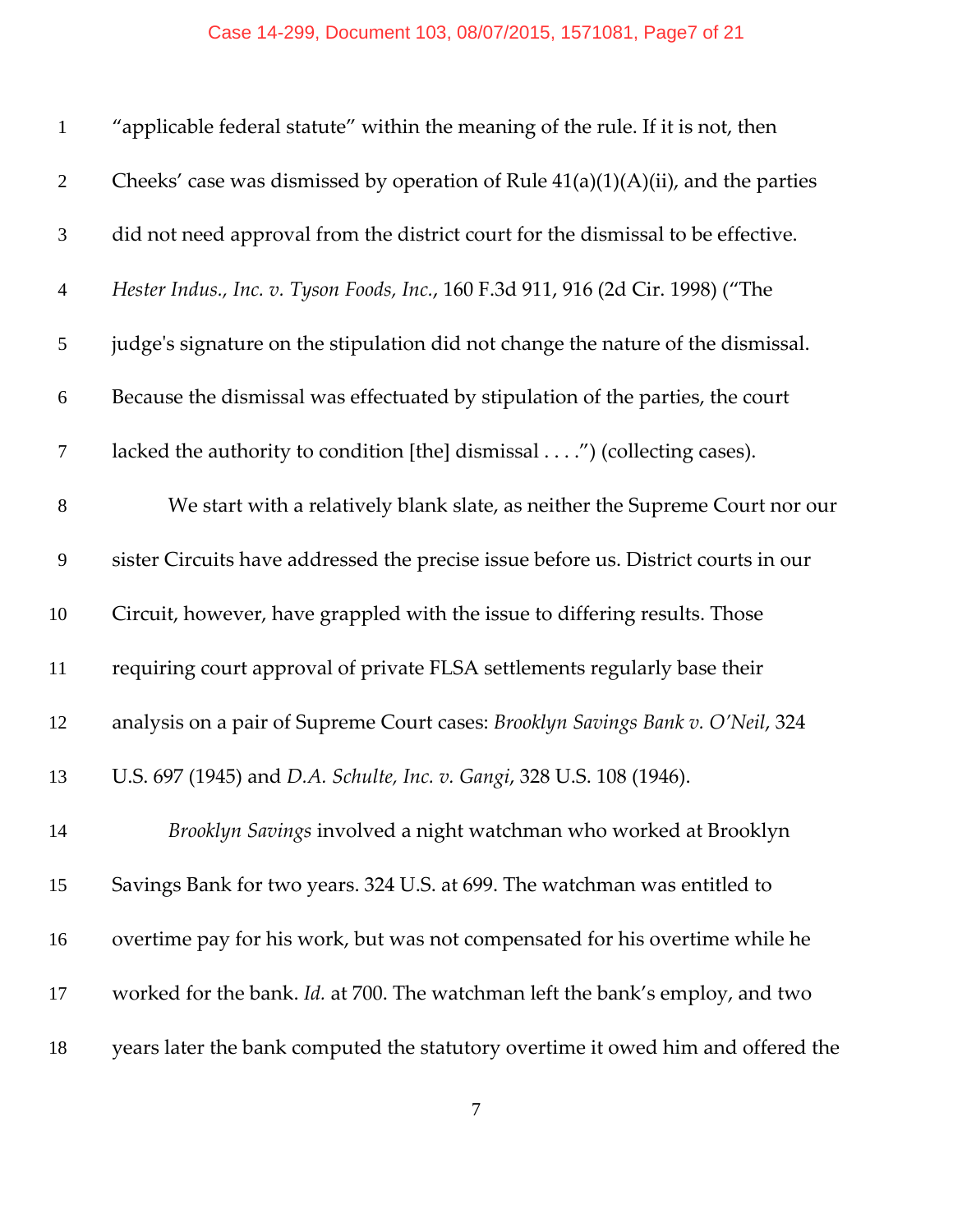"applicable federal statute" within the meaning of the rule. If it is not, then Cheeks' case was dismissed by operation of Rule 41(a)(1)(A)(ii), and the parties did not need approval from the district court for the dismissal to be effective. *Hester Indus., Inc. v. Tyson Foods, Inc.*, 160 F.3d 911, 916 (2d Cir. 1998) ("The judge's signature on the stipulation did not change the nature of the dismissal. Because the dismissal was effectuated by stipulation of the parties, the court lacked the authority to condition [the] dismissal . . . .") (collecting cases).

We start with a relatively blank slate, as neither the Supreme Court nor our sister Circuits have addressed the precise issue before us. District courts in our Circuit, however, have grappled with the issue to differing results. Those requiring court approval of private FLSA settlements regularly base their analysis on a pair of Supreme Court cases: *Brooklyn Savings Bank v. O'Neil*, 324 U.S. 697 (1945) and *D.A. Schulte, Inc. v. Gangi*, 328 U.S. 108 (1946).

*Brooklyn Savings* involved a night watchman who worked at Brooklyn Savings Bank for two years. 324 U.S. at 699. The watchman was entitled to overtime pay for his work, but was not compensated for his overtime while he worked for the bank. *Id.* at 700. The watchman left the bank's employ, and two years later the bank computed the statutory overtime it owed him and offered the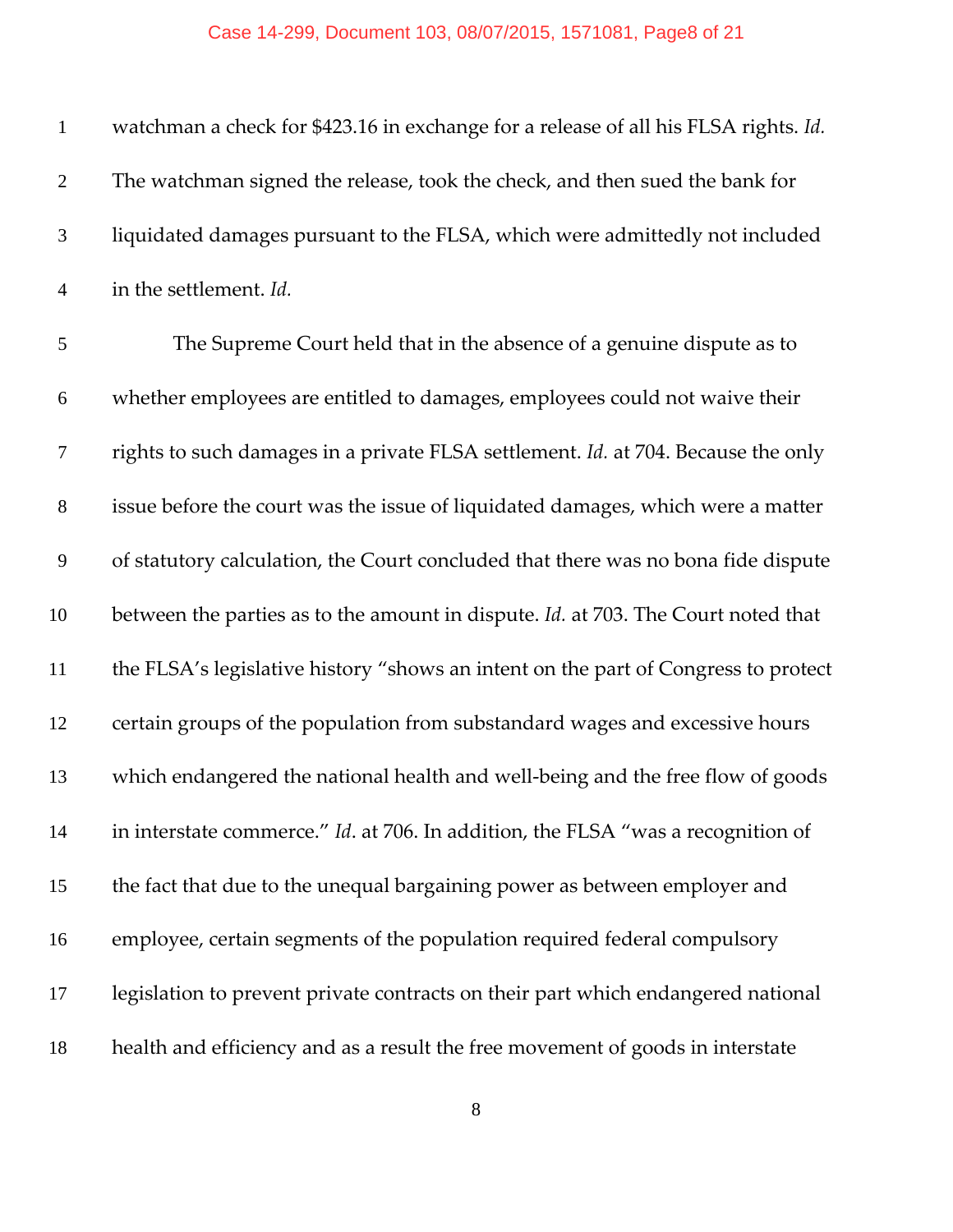watchman a check for $423.16 in exchange for a release of all his FLSA rights. *Id.* The watchman signed the release, took the check, and then sued the bank for liquidated damages pursuant to the FLSA, which were admittedly not included in the settlement. *Id.*

The Supreme Court held that in the absence of a genuine dispute as to whether employees are entitled to damages, employees could not waive their rights to such damages in a private FLSA settlement. *Id.* at 704. Because the only issue before the court was the issue of liquidated damages, which were a matter of statutory calculation, the Court concluded that there was no bona fide dispute between the parties as to the amount in dispute. *Id.* at 703. The Court noted that the FLSA's legislative history "shows an intent on the part of Congress to protect certain groups of the population from substandard wages and excessive hours which endangered the national health and well-being and the free flow of goods in interstate commerce." *Id*. at 706. In addition, the FLSA "was a recognition of the fact that due to the unequal bargaining power as between employer and employee, certain segments of the population required federal compulsory legislation to prevent private contracts on their part which endangered national health and efficiency and as a result the free movement of goods in interstate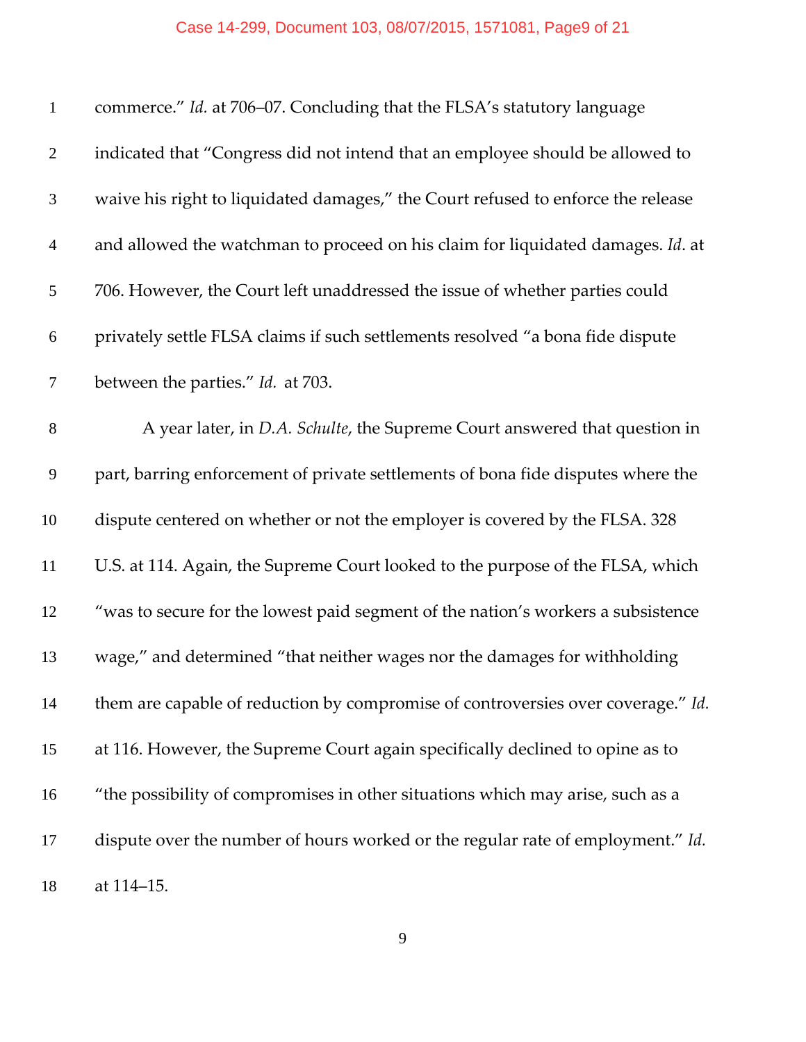commerce." *Id.* at 706–07. Concluding that the FLSA's statutory language indicated that "Congress did not intend that an employee should be allowed to waive his right to liquidated damages," the Court refused to enforce the release and allowed the watchman to proceed on his claim for liquidated damages. *Id*. at 706. However, the Court left unaddressed the issue of whether parties could privately settle FLSA claims if such settlements resolved "a bona fide dispute between the parties." *Id.* at 703.

A year later, in *D.A. Schulte*, the Supreme Court answered that question in part, barring enforcement of private settlements of bona fide disputes where the dispute centered on whether or not the employer is covered by the FLSA. 328 U.S. at 114. Again, the Supreme Court looked to the purpose of the FLSA, which "was to secure for the lowest paid segment of the nation's workers a subsistence wage," and determined "that neither wages nor the damages for withholding them are capable of reduction by compromise of controversies over coverage." *Id.* at 116. However, the Supreme Court again specifically declined to opine as to "the possibility of compromises in other situations which may arise, such as a dispute over the number of hours worked or the regular rate of employment." *Id.* at 114–15.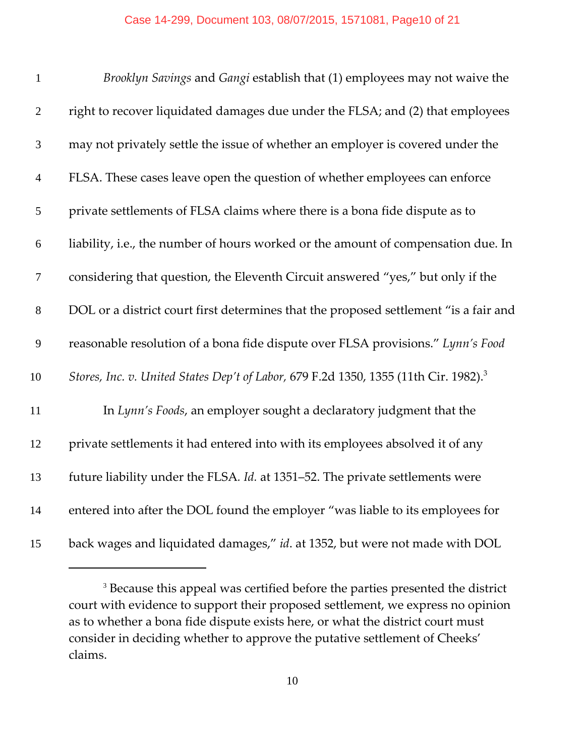*Brooklyn Savings* and *Gangi* establish that (1) employees may not waive the right to recover liquidated damages due under the FLSA; and (2) that employees may not privately settle the issue of whether an employer is covered under the FLSA. These cases leave open the question of whether employees can enforce private settlements of FLSA claims where there is a bona fide dispute as to liability, i.e., the number of hours worked or the amount of compensation due. In considering that question, the Eleventh Circuit answered "yes," but only if the DOL or a district court first determines that the proposed settlement "is a fair and reasonable resolution of a bona fide dispute over FLSA provisions." *Lynn's Food Stores, Inc. v. United States Dep't of Labor*, 679 F.2d 1350, 1355 (11th Cir. 1982).[3]

In *Lynn's Foods*, an employer sought a declaratory judgment that the private settlements it had entered into with its employees absolved it of any future liability under the FLSA. *Id.* at 1351–52. The private settlements were entered into after the DOL found the employer "was liable to its employees for back wages and liquidated damages," *id*. at 1352, but were not made with DOL

---

[3] Because this appeal was certified before the parties presented the district court with evidence to support their proposed settlement, we express no opinion as to whether a bona fide dispute exists here, or what the district court must consider in deciding whether to approve the putative settlement of Cheeks' claims.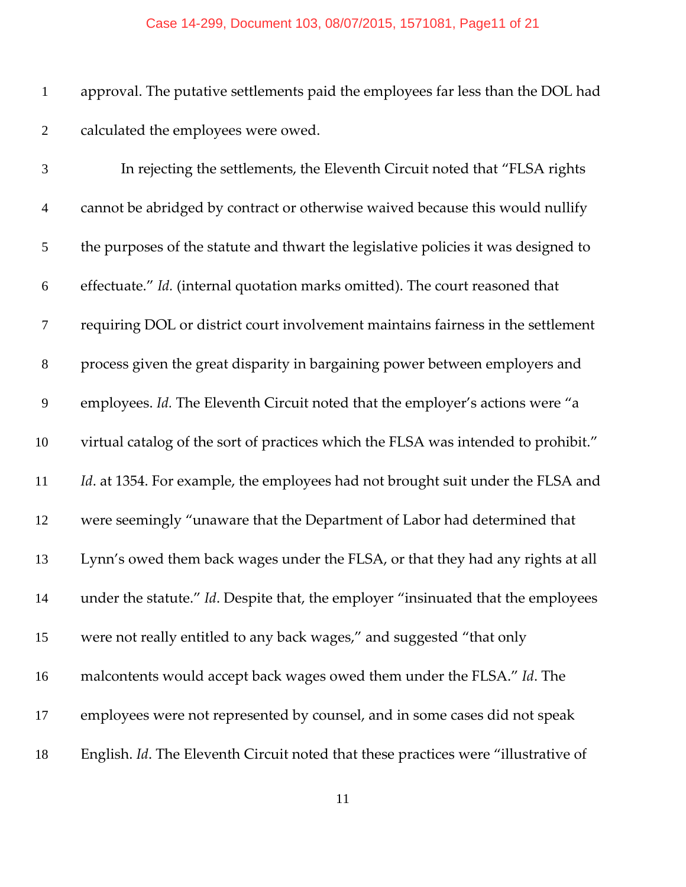approval. The putative settlements paid the employees far less than the DOL had calculated the employees were owed.

In rejecting the settlements, the Eleventh Circuit noted that "FLSA rights cannot be abridged by contract or otherwise waived because this would nullify the purposes of the statute and thwart the legislative policies it was designed to effectuate." *Id.* (internal quotation marks omitted). The court reasoned that requiring DOL or district court involvement maintains fairness in the settlement process given the great disparity in bargaining power between employers and employees. *Id.* The Eleventh Circuit noted that the employer's actions were "a virtual catalog of the sort of practices which the FLSA was intended to prohibit." *Id*. at 1354. For example, the employees had not brought suit under the FLSA and were seemingly "unaware that the Department of Labor had determined that Lynn's owed them back wages under the FLSA, or that they had any rights at all under the statute." *Id*. Despite that, the employer "insinuated that the employees were not really entitled to any back wages," and suggested "that only malcontents would accept back wages owed them under the FLSA." *Id*. The employees were not represented by counsel, and in some cases did not speak English. *Id*. The Eleventh Circuit noted that these practices were "illustrative of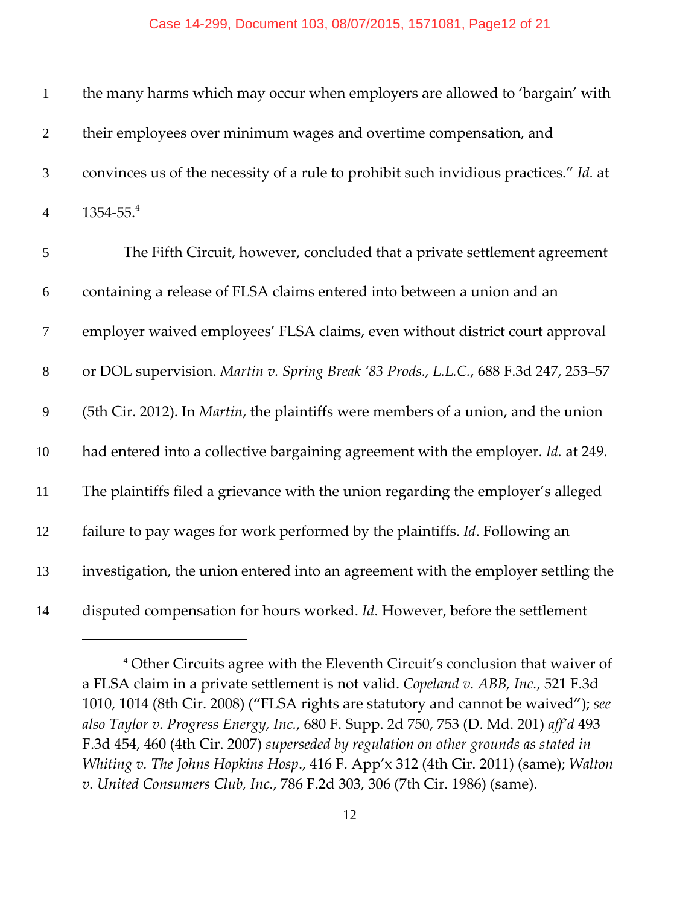the many harms which may occur when employers are allowed to 'bargain' with their employees over minimum wages and overtime compensation, and convinces us of the necessity of a rule to prohibit such invidious practices." *Id.* at 1354-55.[4]

The Fifth Circuit, however, concluded that a private settlement agreement containing a release of FLSA claims entered into between a union and an employer waived employees' FLSA claims, even without district court approval or DOL supervision. *Martin v. Spring Break '83 Prods., L.L.C.*, 688 F.3d 247, 253–57 (5th Cir. 2012). In *Martin*, the plaintiffs were members of a union, and the union had entered into a collective bargaining agreement with the employer. *Id.* at 249. The plaintiffs filed a grievance with the union regarding the employer's alleged failure to pay wages for work performed by the plaintiffs. *Id*. Following an investigation, the union entered into an agreement with the employer settling the disputed compensation for hours worked. *Id*. However, before the settlement

---

[4] Other Circuits agree with the Eleventh Circuit's conclusion that waiver of a FLSA claim in a private settlement is not valid. *Copeland v. ABB, Inc.*, 521 F.3d 1010, 1014 (8th Cir. 2008) ("FLSA rights are statutory and cannot be waived"); *see also Taylor v. Progress Energy, Inc.*, 680 F. Supp. 2d 750, 753 (D. Md. 201) *aff'd* 493 F.3d 454, 460 (4th Cir. 2007) *superseded by regulation on other grounds as stated in Whiting v. The Johns Hopkins Hosp*., 416 F. App'x 312 (4th Cir. 2011) (same); *Walton v. United Consumers Club, Inc.*, 786 F.2d 303, 306 (7th Cir. 1986) (same).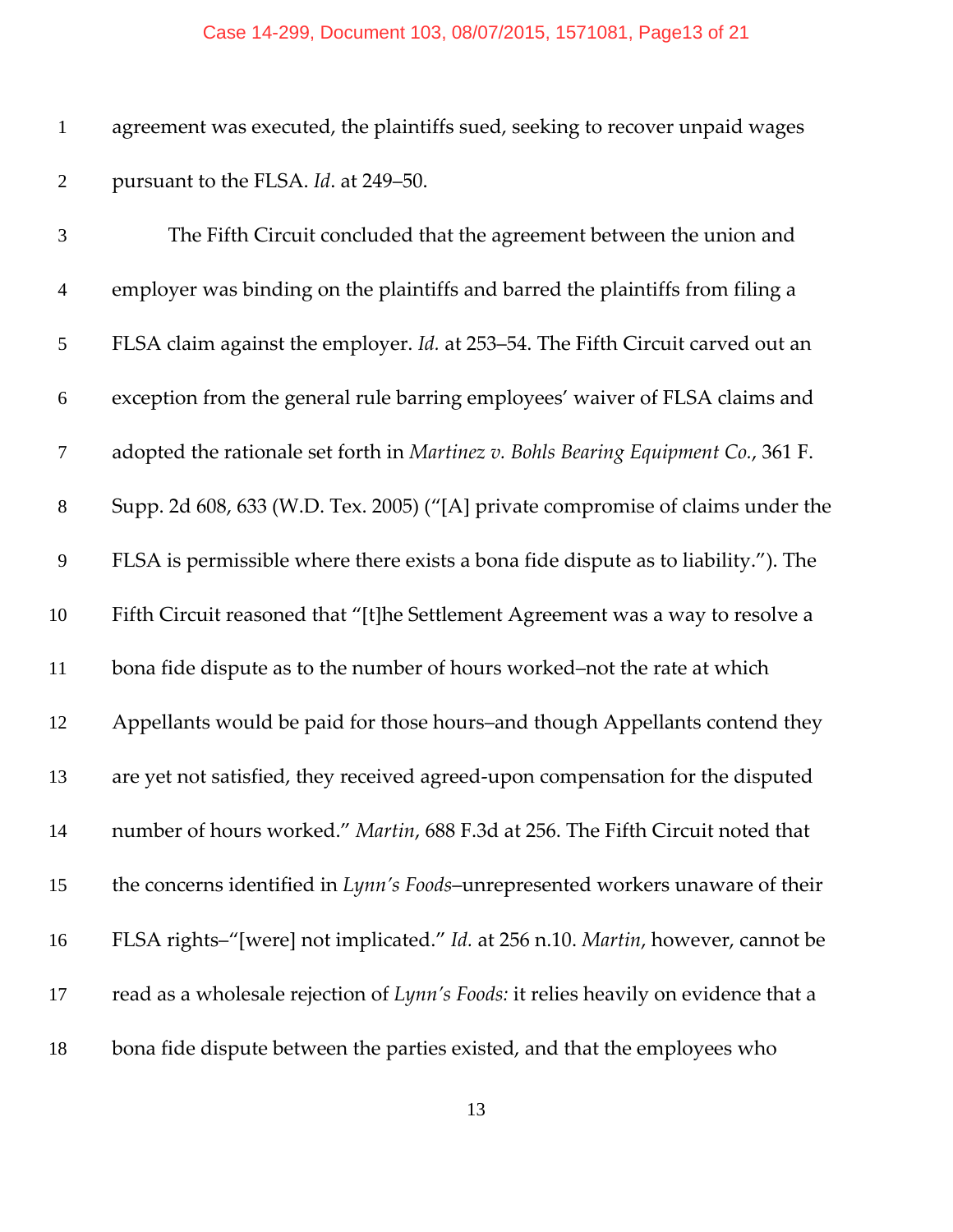agreement was executed, the plaintiffs sued, seeking to recover unpaid wages pursuant to the FLSA. *Id*. at 249–50.

The Fifth Circuit concluded that the agreement between the union and employer was binding on the plaintiffs and barred the plaintiffs from filing a FLSA claim against the employer. *Id.* at 253–54. The Fifth Circuit carved out an exception from the general rule barring employees' waiver of FLSA claims and adopted the rationale set forth in *Martinez v. Bohls Bearing Equipment Co.*, 361 F. Supp. 2d 608, 633 (W.D. Tex. 2005) ("[A] private compromise of claims under the FLSA is permissible where there exists a bona fide dispute as to liability."). The Fifth Circuit reasoned that "[t]he Settlement Agreement was a way to resolve a bona fide dispute as to the number of hours worked–not the rate at which Appellants would be paid for those hours–and though Appellants contend they are yet not satisfied, they received agreed-upon compensation for the disputed number of hours worked." *Martin*, 688 F.3d at 256. The Fifth Circuit noted that the concerns identified in *Lynn's Foods*–unrepresented workers unaware of their FLSA rights–"[were] not implicated." *Id.* at 256 n.10. *Martin*, however, cannot be read as a wholesale rejection of *Lynn's Foods:* it relies heavily on evidence that a bona fide dispute between the parties existed, and that the employees who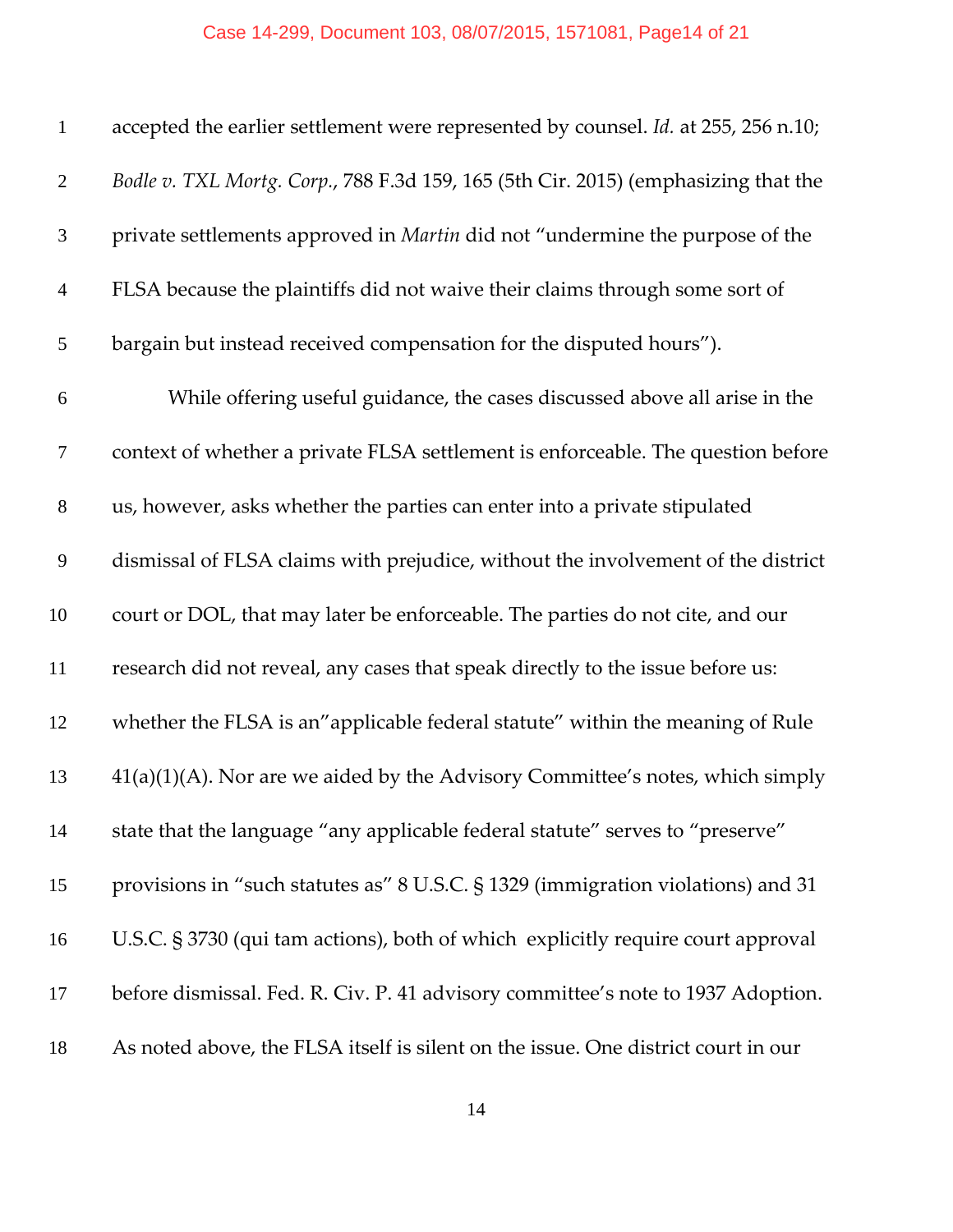accepted the earlier settlement were represented by counsel. *Id.* at 255, 256 n.10; *Bodle v. TXL Mortg. Corp.*, 788 F.3d 159, 165 (5th Cir. 2015) (emphasizing that the private settlements approved in *Martin* did not "undermine the purpose of the FLSA because the plaintiffs did not waive their claims through some sort of bargain but instead received compensation for the disputed hours").

While offering useful guidance, the cases discussed above all arise in the context of whether a private FLSA settlement is enforceable. The question before us, however, asks whether the parties can enter into a private stipulated dismissal of FLSA claims with prejudice, without the involvement of the district court or DOL, that may later be enforceable. The parties do not cite, and our research did not reveal, any cases that speak directly to the issue before us: whether the FLSA is an"applicable federal statute" within the meaning of Rule 41(a)(1)(A). Nor are we aided by the Advisory Committee's notes, which simply state that the language "any applicable federal statute" serves to "preserve" provisions in "such statutes as" 8 U.S.C. § 1329 (immigration violations) and 31 U.S.C. § 3730 (qui tam actions), both of which explicitly require court approval before dismissal. Fed. R. Civ. P. 41 advisory committee's note to 1937 Adoption. As noted above, the FLSA itself is silent on the issue. One district court in our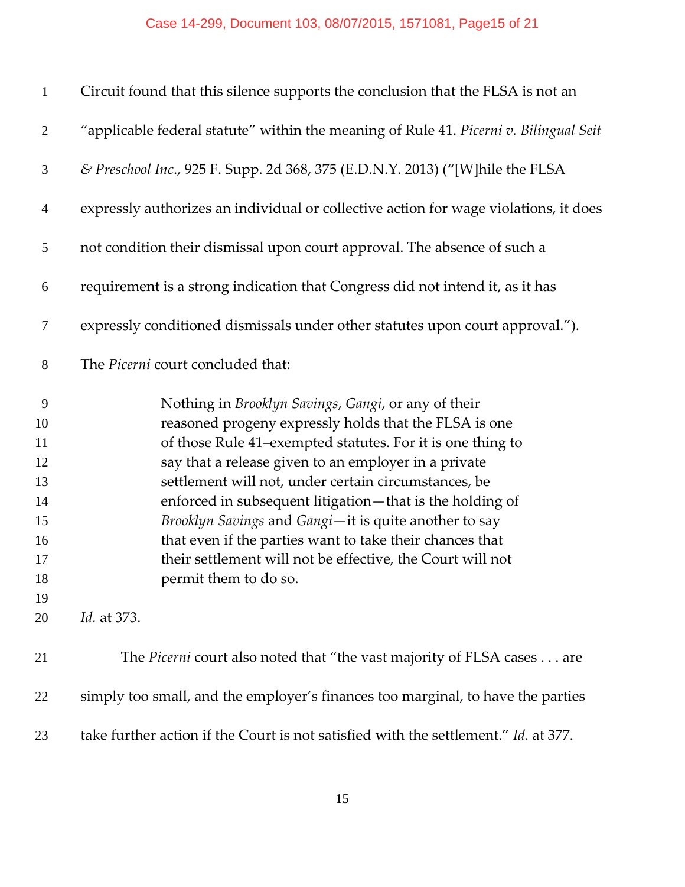Circuit found that this silence supports the conclusion that the FLSA is not an "applicable federal statute" within the meaning of Rule 41. *Picerni v. Bilingual Seit & Preschool Inc.*, 925 F. Supp. 2d 368, 375 (E.D.N.Y. 2013) ("[W]hile the FLSA expressly authorizes an individual or collective action for wage violations, it does not condition their dismissal upon court approval. The absence of such a requirement is a strong indication that Congress did not intend it, as it has expressly conditioned dismissals under other statutes upon court approval."). The *Picerni* court concluded that:

> Nothing in *Brooklyn Savings*, *Gangi*, or any of their reasoned progeny expressly holds that the FLSA is one of those Rule 41–exempted statutes. For it is one thing to say that a release given to an employer in a private settlement will not, under certain circumstances, be enforced in subsequent litigation—that is the holding of *Brooklyn Savings* and *Gangi*—it is quite another to say that even if the parties want to take their chances that their settlement will not be effective, the Court will not permit them to do so.

*Id.* at 373.

The *Picerni* court also noted that "the vast majority of FLSA cases . . . are simply too small, and the employer's finances too marginal, to have the parties take further action if the Court is not satisfied with the settlement." *Id.* at 377.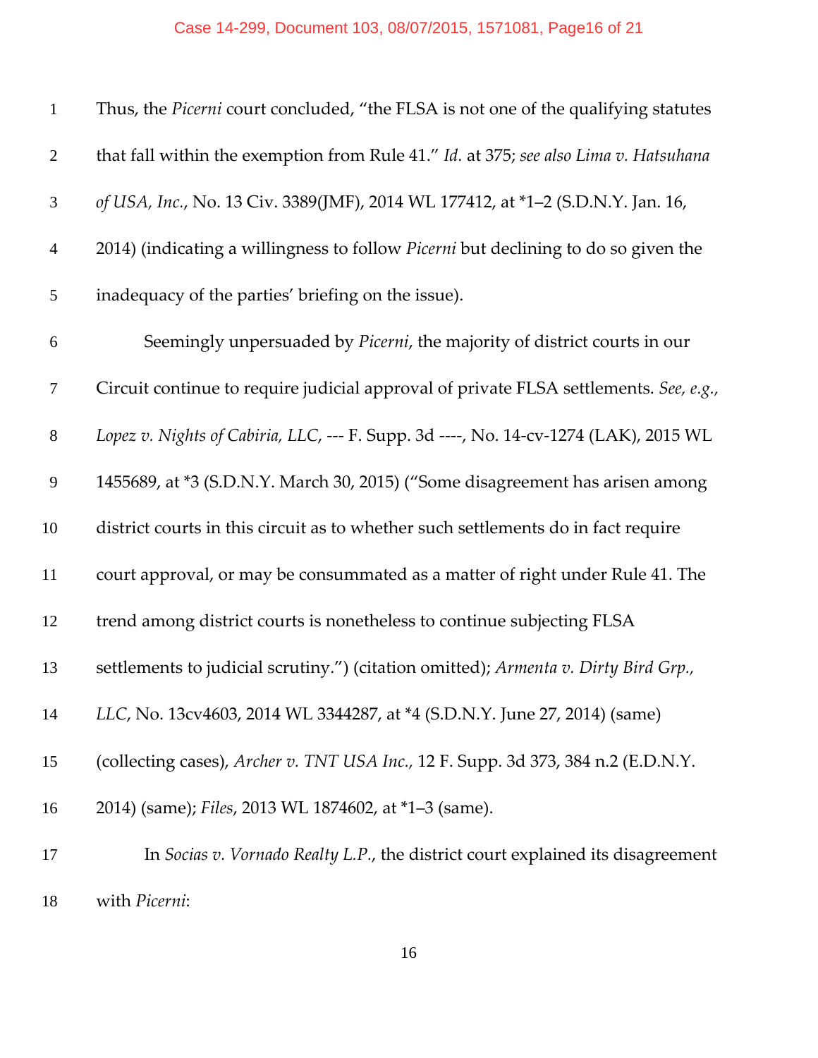Thus, the *Picerni* court concluded, "the FLSA is not one of the qualifying statutes that fall within the exemption from Rule 41." *Id.* at 375; *see also Lima v. Hatsuhana of USA, Inc.*, No. 13 Civ. 3389(JMF), 2014 WL 177412, at *1–2 (S.D.N.Y. Jan. 16, 2014) (indicating a willingness to follow *Picerni* but declining to do so given the inadequacy of the parties' briefing on the issue).

Seemingly unpersuaded by *Picerni*, the majority of district courts in our Circuit continue to require judicial approval of private FLSA settlements. *See, e.g., Lopez v. Nights of Cabiria, LLC*, --- F. Supp. 3d ----, No. 14-cv-1274 (LAK), 2015 WL 1455689, at *3 (S.D.N.Y. March 30, 2015) ("Some disagreement has arisen among district courts in this circuit as to whether such settlements do in fact require court approval, or may be consummated as a matter of right under Rule 41. The trend among district courts is nonetheless to continue subjecting FLSA settlements to judicial scrutiny.") (citation omitted); *Armenta v. Dirty Bird Grp., LLC*, No. 13cv4603, 2014 WL 3344287, at *4 (S.D.N.Y. June 27, 2014) (same) (collecting cases), *Archer v. TNT USA Inc.,* 12 F. Supp. 3d 373, 384 n.2 (E.D.N.Y. 2014) (same); *Files*, 2013 WL 1874602, at *1–3 (same).

In *Socias v. Vornado Realty L.P.*, the district court explained its disagreement with *Picerni*: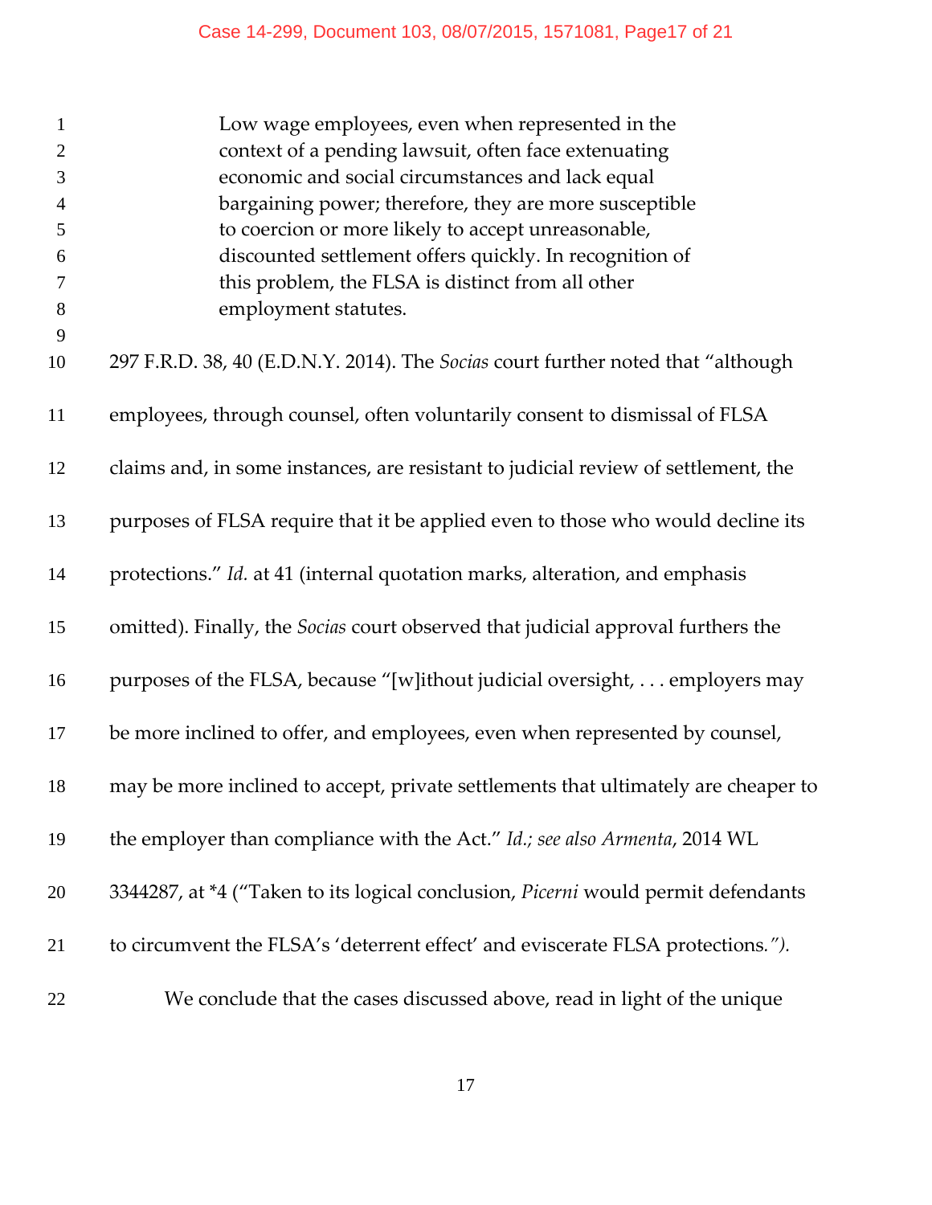> Low wage employees, even when represented in the context of a pending lawsuit, often face extenuating economic and social circumstances and lack equal bargaining power; therefore, they are more susceptible to coercion or more likely to accept unreasonable, discounted settlement offers quickly. In recognition of this problem, the FLSA is distinct from all other employment statutes.

297 F.R.D. 38, 40 (E.D.N.Y. 2014). The *Socias* court further noted that "although employees, through counsel, often voluntarily consent to dismissal of FLSA claims and, in some instances, are resistant to judicial review of settlement, the purposes of FLSA require that it be applied even to those who would decline its protections." *Id.* at 41 (internal quotation marks, alteration, and emphasis omitted). Finally, the *Socias* court observed that judicial approval furthers the purposes of the FLSA, because "[w]ithout judicial oversight, . . . employers may be more inclined to offer, and employees, even when represented by counsel, may be more inclined to accept, private settlements that ultimately are cheaper to the employer than compliance with the Act." *Id.; see also Armenta*, 2014 WL 3344287, at *4 ("Taken to its logical conclusion, *Picerni* would permit defendants to circumvent the FLSA's 'deterrent effect' and eviscerate FLSA protections.").

We conclude that the cases discussed above, read in light of the unique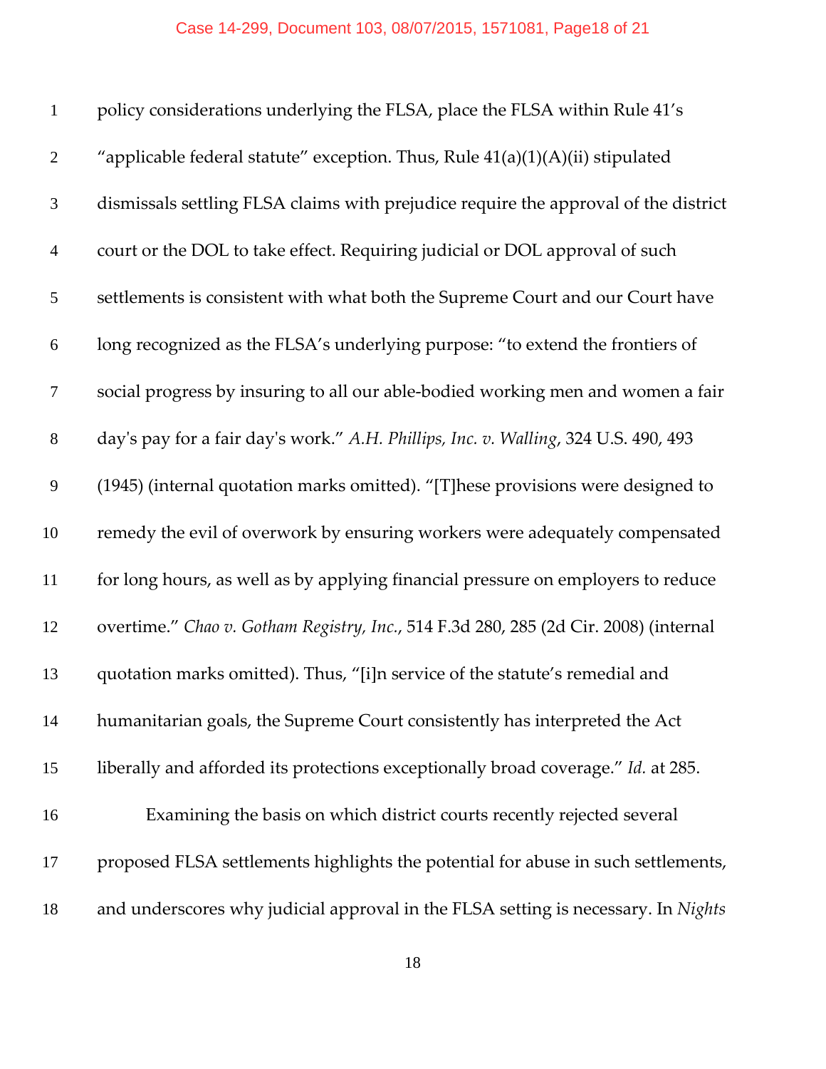policy considerations underlying the FLSA, place the FLSA within Rule 41's "applicable federal statute" exception. Thus, Rule 41(a)(1)(A)(ii) stipulated dismissals settling FLSA claims with prejudice require the approval of the district court or the DOL to take effect. Requiring judicial or DOL approval of such settlements is consistent with what both the Supreme Court and our Court have long recognized as the FLSA's underlying purpose: "to extend the frontiers of social progress by insuring to all our able-bodied working men and women a fair day's pay for a fair day's work." *A.H. Phillips, Inc. v. Walling*, 324 U.S. 490, 493 (1945) (internal quotation marks omitted). "[T]hese provisions were designed to remedy the evil of overwork by ensuring workers were adequately compensated for long hours, as well as by applying financial pressure on employers to reduce overtime." *Chao v. Gotham Registry, Inc.*, 514 F.3d 280, 285 (2d Cir. 2008) (internal quotation marks omitted). Thus, "[i]n service of the statute's remedial and humanitarian goals, the Supreme Court consistently has interpreted the Act liberally and afforded its protections exceptionally broad coverage." *Id.* at 285.

Examining the basis on which district courts recently rejected several proposed FLSA settlements highlights the potential for abuse in such settlements, and underscores why judicial approval in the FLSA setting is necessary. In *Nights*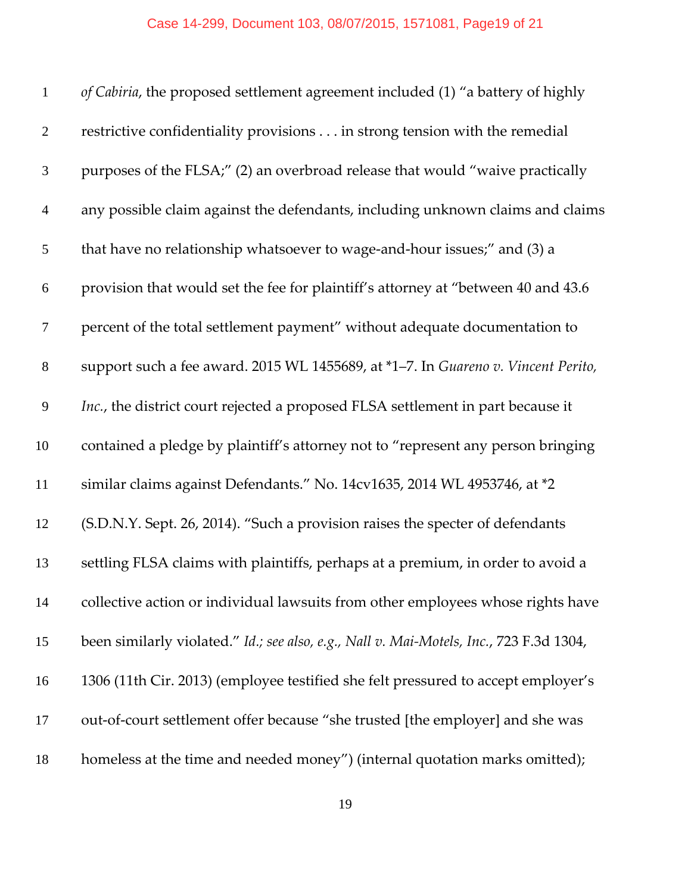*of Cabiria*, the proposed settlement agreement included (1) "a battery of highly restrictive confidentiality provisions . . . in strong tension with the remedial purposes of the FLSA;" (2) an overbroad release that would "waive practically any possible claim against the defendants, including unknown claims and claims that have no relationship whatsoever to wage-and-hour issues;" and (3) a provision that would set the fee for plaintiff's attorney at "between 40 and 43.6 percent of the total settlement payment" without adequate documentation to support such a fee award. 2015 WL 1455689, at *1–7. In *Guareno v. Vincent Perito, Inc.*, the district court rejected a proposed FLSA settlement in part because it contained a pledge by plaintiff's attorney not to "represent any person bringing similar claims against Defendants." No. 14cv1635, 2014 WL 4953746, at *2 (S.D.N.Y. Sept. 26, 2014). "Such a provision raises the specter of defendants settling FLSA claims with plaintiffs, perhaps at a premium, in order to avoid a collective action or individual lawsuits from other employees whose rights have been similarly violated." *Id.; see also, e.g., Nall v. Mai-Motels, Inc.*, 723 F.3d 1304, 1306 (11th Cir. 2013) (employee testified she felt pressured to accept employer's out-of-court settlement offer because "she trusted [the employer] and she was homeless at the time and needed money") (internal quotation marks omitted);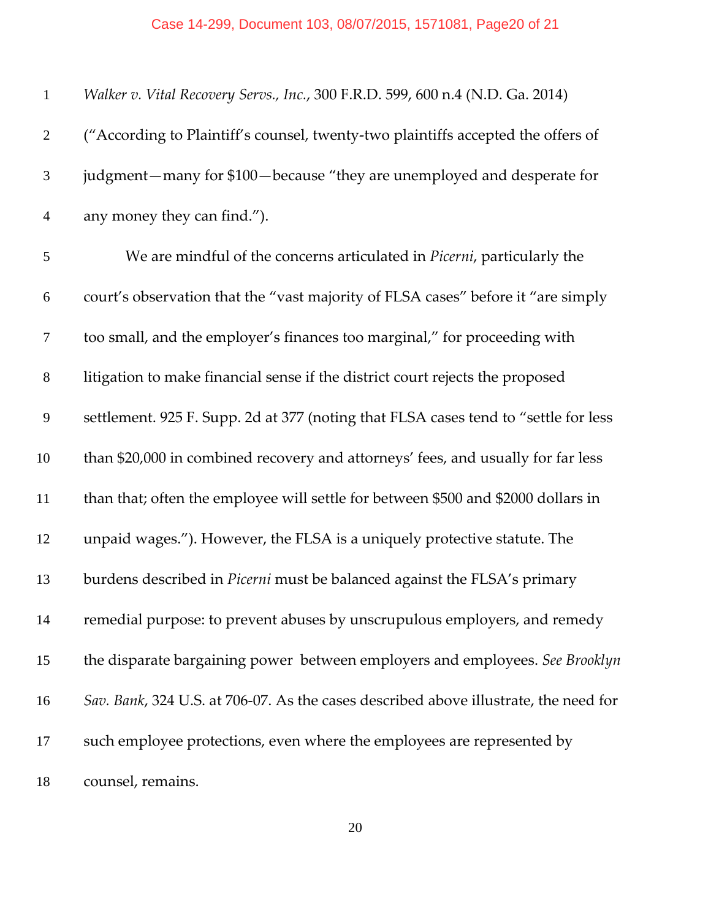*Walker v. Vital Recovery Servs., Inc.*, 300 F.R.D. 599, 600 n.4 (N.D. Ga. 2014) ("According to Plaintiff's counsel, twenty-two plaintiffs accepted the offers of judgment—many for $100—because "they are unemployed and desperate for any money they can find.").

We are mindful of the concerns articulated in *Picerni*, particularly the court's observation that the "vast majority of FLSA cases" before it "are simply too small, and the employer's finances too marginal," for proceeding with litigation to make financial sense if the district court rejects the proposed settlement. 925 F. Supp. 2d at 377 (noting that FLSA cases tend to "settle for less than $20,000 in combined recovery and attorneys' fees, and usually for far less than that; often the employee will settle for between $500 and $2000 dollars in unpaid wages."). However, the FLSA is a uniquely protective statute. The burdens described in *Picerni* must be balanced against the FLSA's primary remedial purpose: to prevent abuses by unscrupulous employers, and remedy the disparate bargaining power between employers and employees. *See Brooklyn Sav. Bank*, 324 U.S. at 706-07. As the cases described above illustrate, the need for such employee protections, even where the employees are represented by counsel, remains.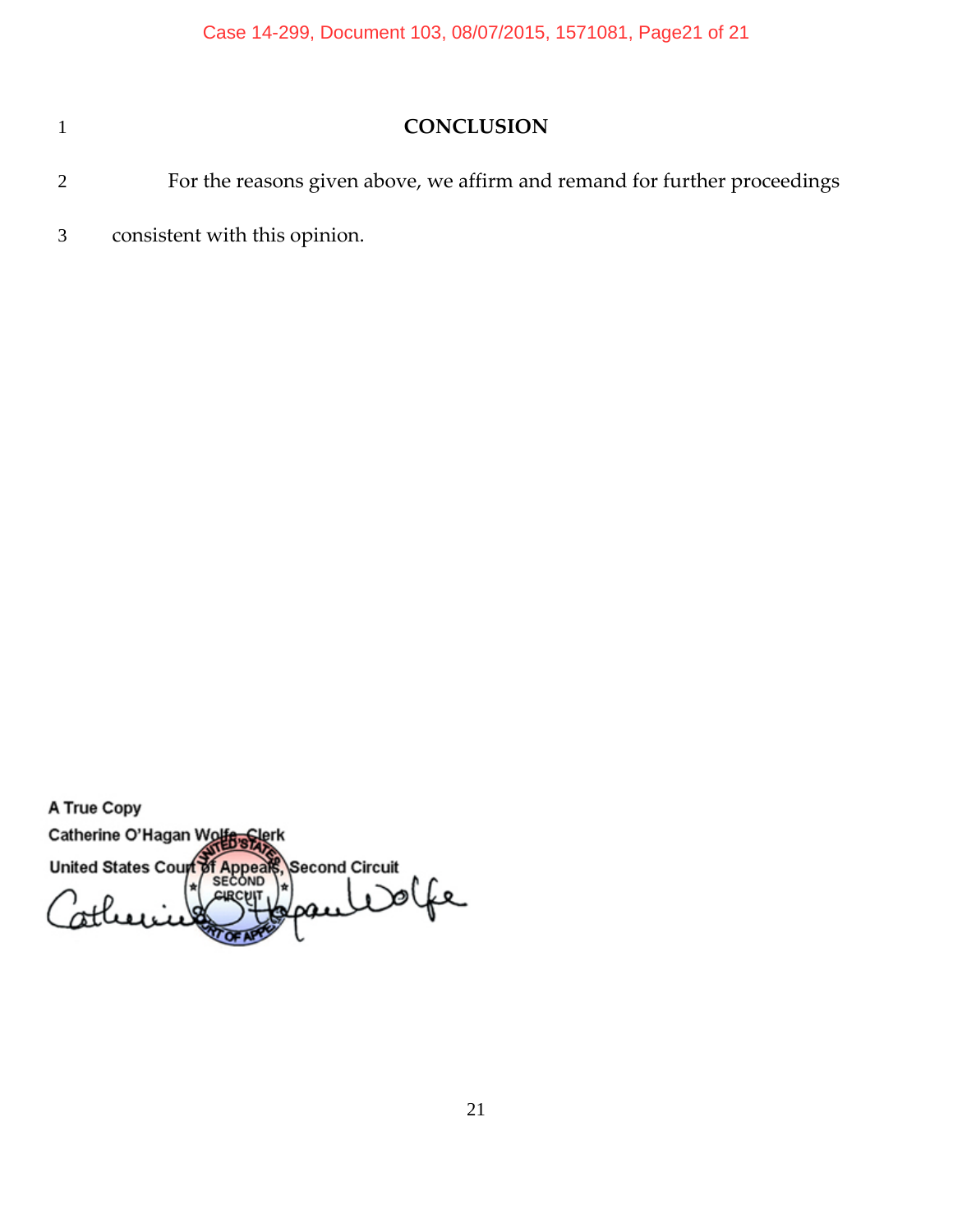## CONCLUSION

For the reasons given above, we affirm and remand for further proceedings consistent with this opinion.

A True Copy

Catherine O'Hagan Wolfe, Clerk

United States Court of Appeals, Second Circuit